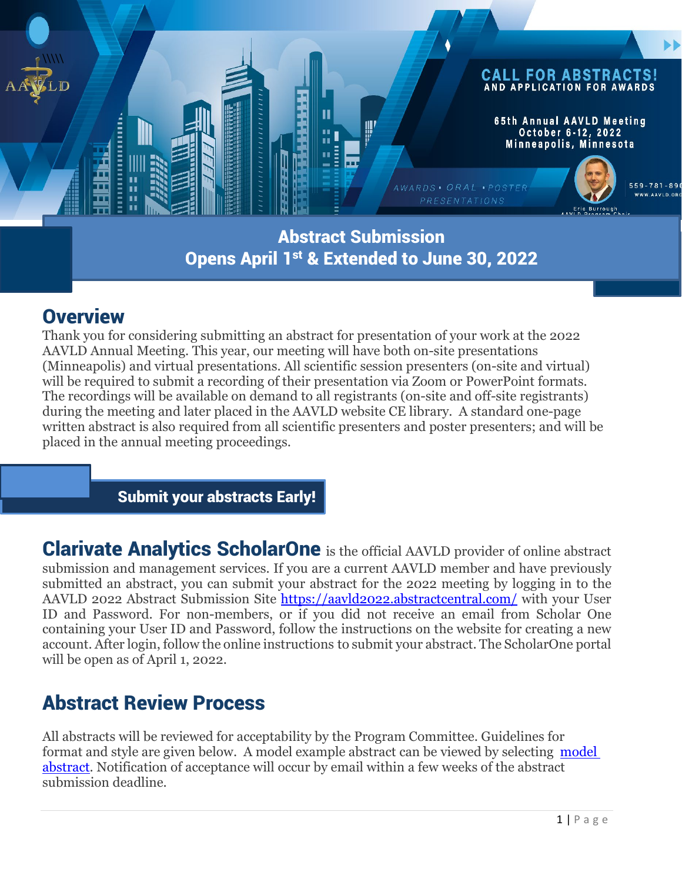# CALL FOR ABSTRACTS!

AND APPLICATION FOR AWARDS

65th Annual AAVLD Meeting
October 6-12, 2022
Minneapolis, Minnesota

AWARDS • ORAL • POSTER PRESENTATIONS

Eric Burrough
AAVLD Program Chair

559-781-890
WWW.AAVLD.ORG

## Abstract Submission
## Opens April 1st & Extended to June 30, 2022

## Overview

Thank you for considering submitting an abstract for presentation of your work at the 2022 AAVLD Annual Meeting. This year, our meeting will have both on-site presentations (Minneapolis) and virtual presentations. All scientific session presenters (on-site and virtual) will be required to submit a recording of their presentation via Zoom or PowerPoint formats. The recordings will be available on demand to all registrants (on-site and off-site registrants) during the meeting and later placed in the AAVLD website CE library. A standard one-page written abstract is also required from all scientific presenters and poster presenters; and will be placed in the annual meeting proceedings.

**Submit your abstracts Early!**

**Clarivate Analytics ScholarOne** is the official AAVLD provider of online abstract submission and management services. If you are a current AAVLD member and have previously submitted an abstract, you can submit your abstract for the 2022 meeting by logging in to the AAVLD 2022 Abstract Submission Site https://aavld2022.abstractcentral.com/ with your User ID and Password. For non-members, or if you did not receive an email from Scholar One containing your User ID and Password, follow the instructions on the website for creating a new account. After login, follow the online instructions to submit your abstract. The ScholarOne portal will be open as of April 1, 2022.

## Abstract Review Process

All abstracts will be reviewed for acceptability by the Program Committee. Guidelines for format and style are given below. A model example abstract can be viewed by selecting model abstract. Notification of acceptance will occur by email within a few weeks of the abstract submission deadline.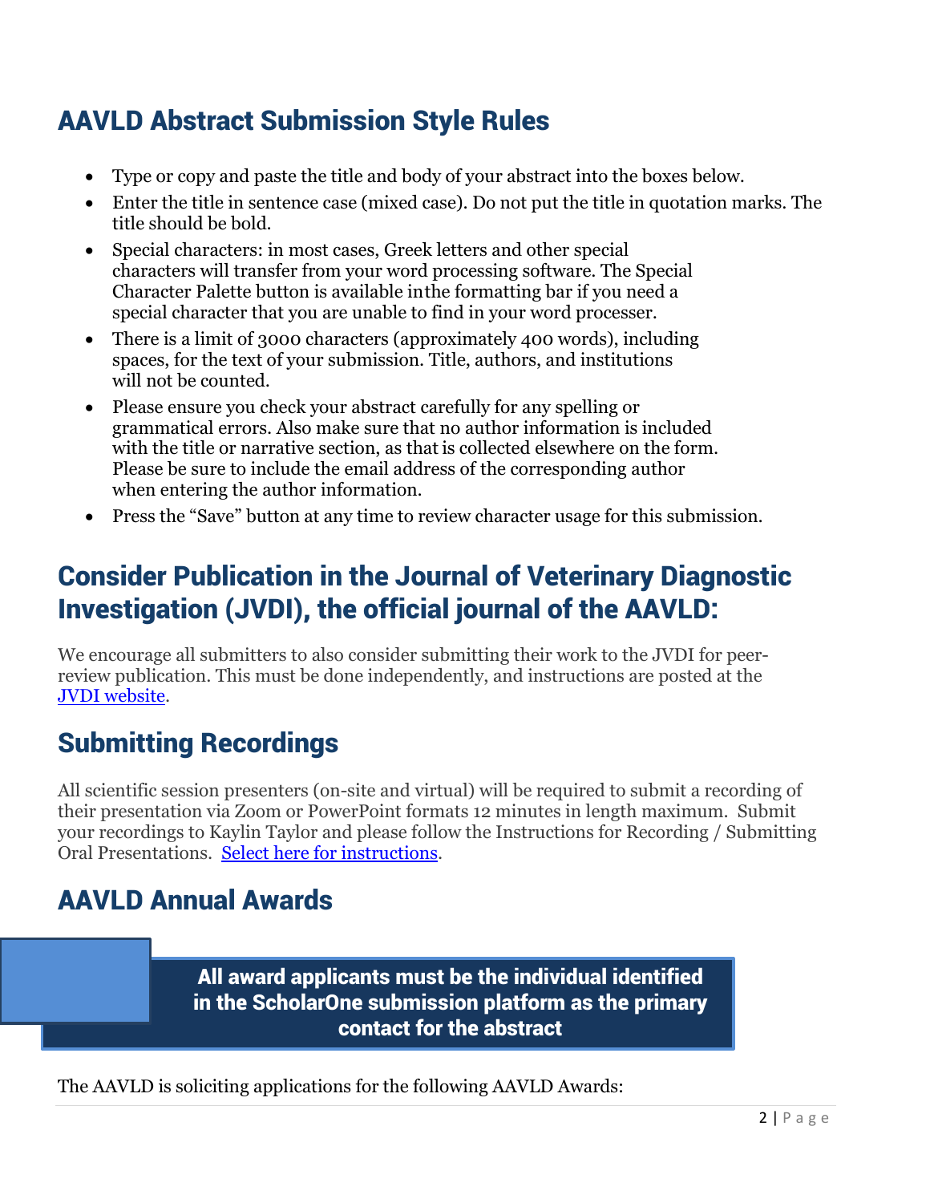## AAVLD Abstract Submission Style Rules

- Type or copy and paste the title and body of your abstract into the boxes below.
- Enter the title in sentence case (mixed case). Do not put the title in quotation marks. The title should be bold.
- Special characters: in most cases, Greek letters and other special characters will transfer from your word processing software. The Special Character Palette button is available inthe formatting bar if you need a special character that you are unable to find in your word processer.
- There is a limit of 3000 characters (approximately 400 words), including spaces, for the text of your submission. Title, authors, and institutions will not be counted.
- Please ensure you check your abstract carefully for any spelling or grammatical errors. Also make sure that no author information is included with the title or narrative section, as that is collected elsewhere on the form. Please be sure to include the email address of the corresponding author when entering the author information.
- Press the "Save" button at any time to review character usage for this submission.

## Consider Publication in the Journal of Veterinary Diagnostic Investigation (JVDI), the official journal of the AAVLD:

We encourage all submitters to also consider submitting their work to the JVDI for peer-review publication. This must be done independently, and instructions are posted at the JVDI website.

## Submitting Recordings

All scientific session presenters (on-site and virtual) will be required to submit a recording of their presentation via Zoom or PowerPoint formats 12 minutes in length maximum. Submit your recordings to Kaylin Taylor and please follow the Instructions for Recording / Submitting Oral Presentations. Select here for instructions.

## AAVLD Annual Awards

**All award applicants must be the individual identified in the ScholarOne submission platform as the primary contact for the abstract**

The AAVLD is soliciting applications for the following AAVLD Awards: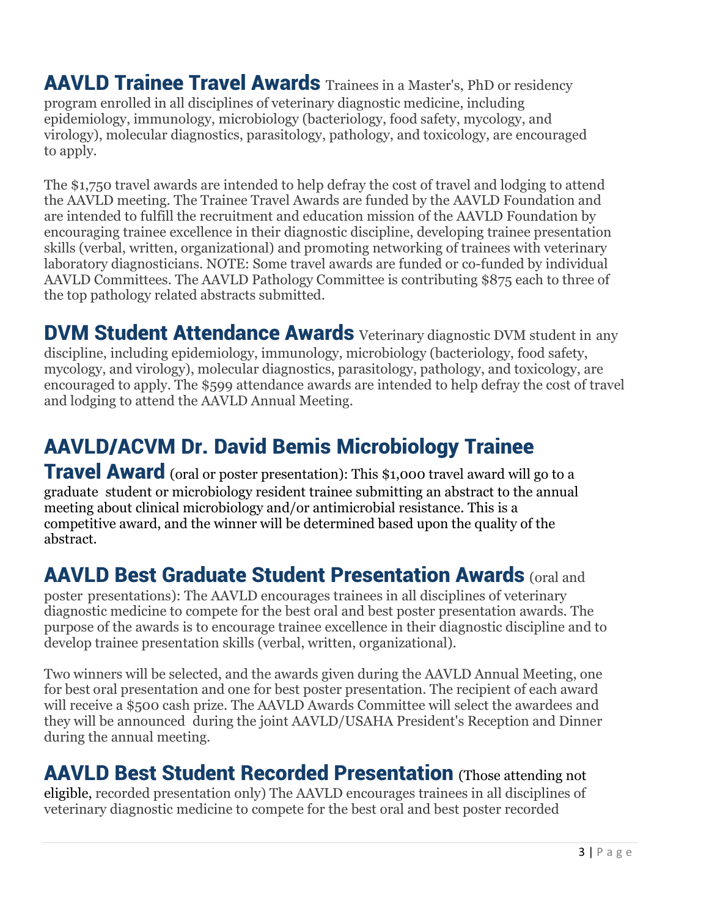## AAVLD Trainee Travel Awards

Trainees in a Master's, PhD or residency program enrolled in all disciplines of veterinary diagnostic medicine, including epidemiology, immunology, microbiology (bacteriology, food safety, mycology, and virology), molecular diagnostics, parasitology, pathology, and toxicology, are encouraged to apply.

The $1,750 travel awards are intended to help defray the cost of travel and lodging to attend the AAVLD meeting. The Trainee Travel Awards are funded by the AAVLD Foundation and are intended to fulfill the recruitment and education mission of the AAVLD Foundation by encouraging trainee excellence in their diagnostic discipline, developing trainee presentation skills (verbal, written, organizational) and promoting networking of trainees with veterinary laboratory diagnosticians. NOTE: Some travel awards are funded or co-funded by individual AAVLD Committees. The AAVLD Pathology Committee is contributing $875 each to three of the top pathology related abstracts submitted.

## DVM Student Attendance Awards

Veterinary diagnostic DVM student in any discipline, including epidemiology, immunology, microbiology (bacteriology, food safety, mycology, and virology), molecular diagnostics, parasitology, pathology, and toxicology, are encouraged to apply. The $599 attendance awards are intended to help defray the cost of travel and lodging to attend the AAVLD Annual Meeting.

## AAVLD/ACVM Dr. David Bemis Microbiology Trainee Travel Award

(oral or poster presentation): This $1,000 travel award will go to a graduate student or microbiology resident trainee submitting an abstract to the annual meeting about clinical microbiology and/or antimicrobial resistance. This is a competitive award, and the winner will be determined based upon the quality of the abstract.

## AAVLD Best Graduate Student Presentation Awards

(oral and poster presentations): The AAVLD encourages trainees in all disciplines of veterinary diagnostic medicine to compete for the best oral and best poster presentation awards. The purpose of the awards is to encourage trainee excellence in their diagnostic discipline and to develop trainee presentation skills (verbal, written, organizational).

Two winners will be selected, and the awards given during the AAVLD Annual Meeting, one for best oral presentation and one for best poster presentation. The recipient of each award will receive a $500 cash prize. The AAVLD Awards Committee will select the awardees and they will be announced during the joint AAVLD/USAHA President's Reception and Dinner during the annual meeting.

## AAVLD Best Student Recorded Presentation

(Those attending not eligible, recorded presentation only) The AAVLD encourages trainees in all disciplines of veterinary diagnostic medicine to compete for the best oral and best poster recorded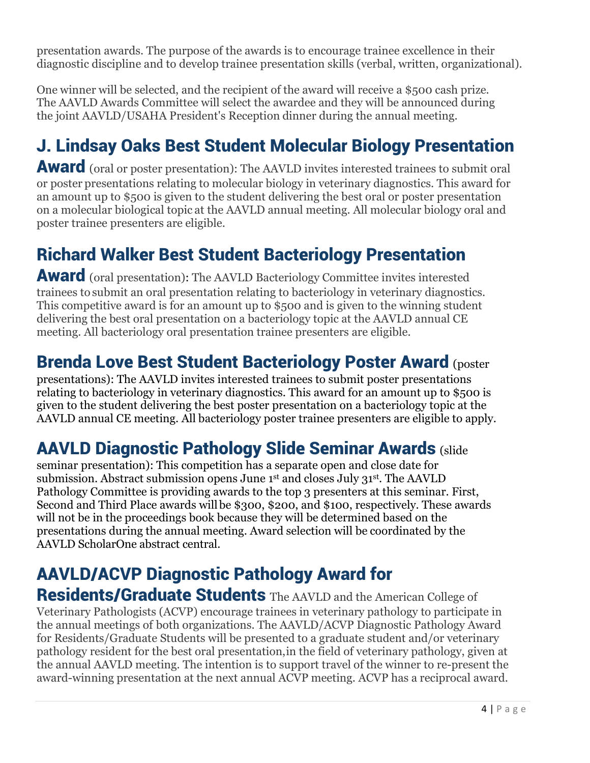presentation awards. The purpose of the awards is to encourage trainee excellence in their diagnostic discipline and to develop trainee presentation skills (verbal, written, organizational).

One winner will be selected, and the recipient of the award will receive a $500 cash prize. The AAVLD Awards Committee will select the awardee and they will be announced during the joint AAVLD/USAHA President's Reception dinner during the annual meeting.

## J. Lindsay Oaks Best Student Molecular Biology Presentation Award

(oral or poster presentation): The AAVLD invites interested trainees to submit oral or poster presentations relating to molecular biology in veterinary diagnostics. This award for an amount up to $500 is given to the student delivering the best oral or poster presentation on a molecular biological topic at the AAVLD annual meeting. All molecular biology oral and poster trainee presenters are eligible.

## Richard Walker Best Student Bacteriology Presentation Award

(oral presentation): The AAVLD Bacteriology Committee invites interested trainees to submit an oral presentation relating to bacteriology in veterinary diagnostics. This competitive award is for an amount up to $500 and is given to the winning student delivering the best oral presentation on a bacteriology topic at the AAVLD annual CE meeting. All bacteriology oral presentation trainee presenters are eligible.

## Brenda Love Best Student Bacteriology Poster Award

(poster presentations): The AAVLD invites interested trainees to submit poster presentations relating to bacteriology in veterinary diagnostics. This award for an amount up to $500 is given to the student delivering the best poster presentation on a bacteriology topic at the AAVLD annual CE meeting. All bacteriology poster trainee presenters are eligible to apply.

## AAVLD Diagnostic Pathology Slide Seminar Awards

(slide seminar presentation): This competition has a separate open and close date for submission. Abstract submission opens June 1st and closes July 31st. The AAVLD Pathology Committee is providing awards to the top 3 presenters at this seminar. First, Second and Third Place awards will be $300, $200, and $100, respectively. These awards will not be in the proceedings book because they will be determined based on the presentations during the annual meeting. Award selection will be coordinated by the AAVLD ScholarOne abstract central.

## AAVLD/ACVP Diagnostic Pathology Award for Residents/Graduate Students

The AAVLD and the American College of Veterinary Pathologists (ACVP) encourage trainees in veterinary pathology to participate in the annual meetings of both organizations. The AAVLD/ACVP Diagnostic Pathology Award for Residents/Graduate Students will be presented to a graduate student and/or veterinary pathology resident for the best oral presentation,in the field of veterinary pathology, given at the annual AAVLD meeting. The intention is to support travel of the winner to re-present the award-winning presentation at the next annual ACVP meeting. ACVP has a reciprocal award.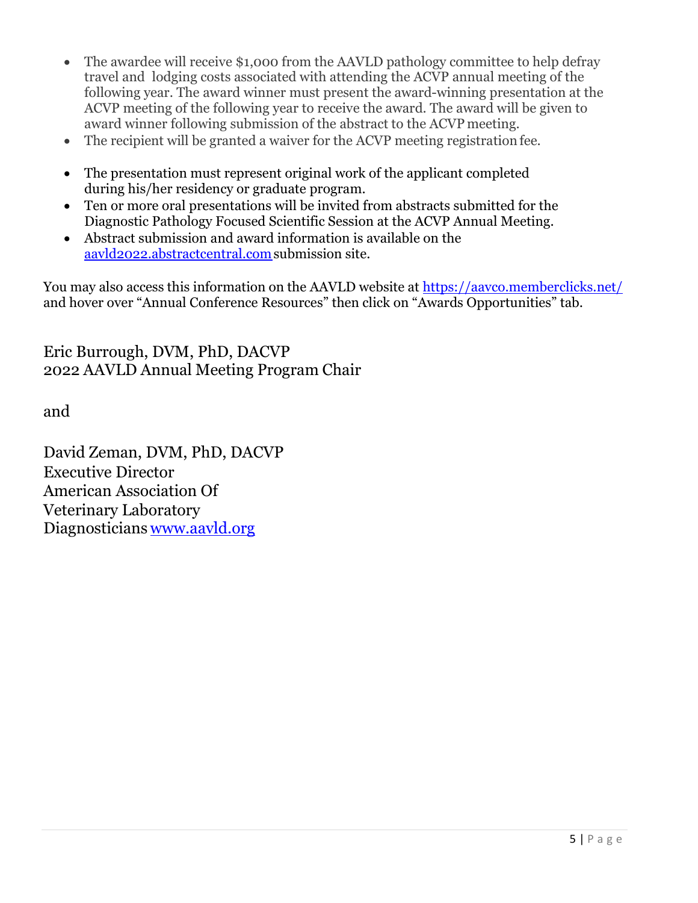- The awardee will receive $1,000 from the AAVLD pathology committee to help defray travel and lodging costs associated with attending the ACVP annual meeting of the following year. The award winner must present the award-winning presentation at the ACVP meeting of the following year to receive the award. The award will be given to award winner following submission of the abstract to the ACVP meeting.
- The recipient will be granted a waiver for the ACVP meeting registration fee.

- The presentation must represent original work of the applicant completed during his/her residency or graduate program.
- Ten or more oral presentations will be invited from abstracts submitted for the Diagnostic Pathology Focused Scientific Session at the ACVP Annual Meeting.
- Abstract submission and award information is available on the [aavld2022.abstractcentral.com](aavld2022.abstractcentral.com) submission site.

You may also access this information on the AAVLD website at [https://aavco.memberclicks.net/](https://aavco.memberclicks.net/) and hover over "Annual Conference Resources" then click on "Awards Opportunities" tab.

Eric Burrough, DVM, PhD, DACVP
2022 AAVLD Annual Meeting Program Chair

and

David Zeman, DVM, PhD, DACVP
Executive Director
American Association Of
Veterinary Laboratory
Diagnosticians [www.aavld.org](www.aavld.org)